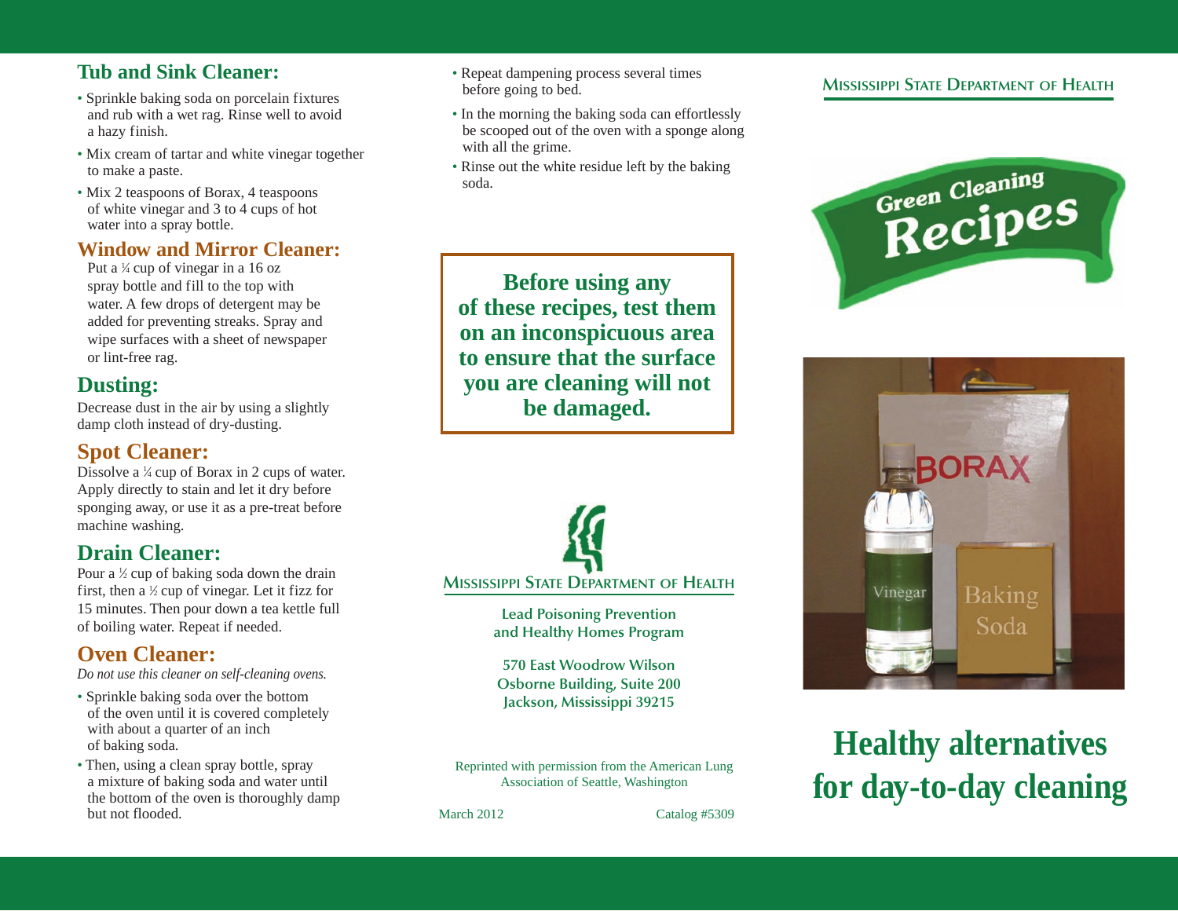## Tub and Sink Cleaner:

- Sprinkle baking soda on porcelain fixtures and rub with a wet rag. Rinse well to avoid a hazy finish.
- Mix cream of tartar and white vinegar together to make a paste.
- Mix 2 teaspoons of Borax, 4 teaspoons of white vinegar and 3 to 4 cups of hot water into a spray bottle.

## Window and Mirror Cleaner:

Put a ¼ cup of vinegar in a 16 oz spray bottle and fill to the top with water. A few drops of detergent may be added for preventing streaks. Spray and wipe surfaces with a sheet of newspaper or lint-free rag.

## Dusting:

Decrease dust in the air by using a slightly damp cloth instead of dry-dusting.

## Spot Cleaner:

Dissolve a ¼ cup of Borax in 2 cups of water. Apply directly to stain and let it dry before sponging away, or use it as a pre-treat before machine washing.

## Drain Cleaner:

Pour a ½ cup of baking soda down the drain first, then a ½ cup of vinegar. Let it fizz for 15 minutes. Then pour down a tea kettle full of boiling water. Repeat if needed.

## Oven Cleaner:

*Do not use this cleaner on self-cleaning ovens.*

- Sprinkle baking soda over the bottom of the oven until it is covered completely with about a quarter of an inch of baking soda.
- Then, using a clean spray bottle, spray a mixture of baking soda and water until the bottom of the oven is thoroughly damp but not flooded.
- Repeat dampening process several times before going to bed.
- In the morning the baking soda can effortlessly be scooped out of the oven with a sponge along with all the grime.
- Rinse out the white residue left by the baking soda.

**Before using any of these recipes, test them on an inconspicuous area to ensure that the surface you are cleaning will not be damaged.**

MISSISSIPPI STATE DEPARTMENT OF HEALTH

**Lead Poisoning Prevention and Healthy Homes Program**

**570 East Woodrow Wilson**
**Osborne Building, Suite 200**
**Jackson, Mississippi 39215**

Reprinted with permission from the American Lung Association of Seattle, Washington

March 2012 Catalog #5309

MISSISSIPPI STATE DEPARTMENT OF HEALTH

# Green Cleaning Recipes

# Healthy alternatives for day-to-day cleaning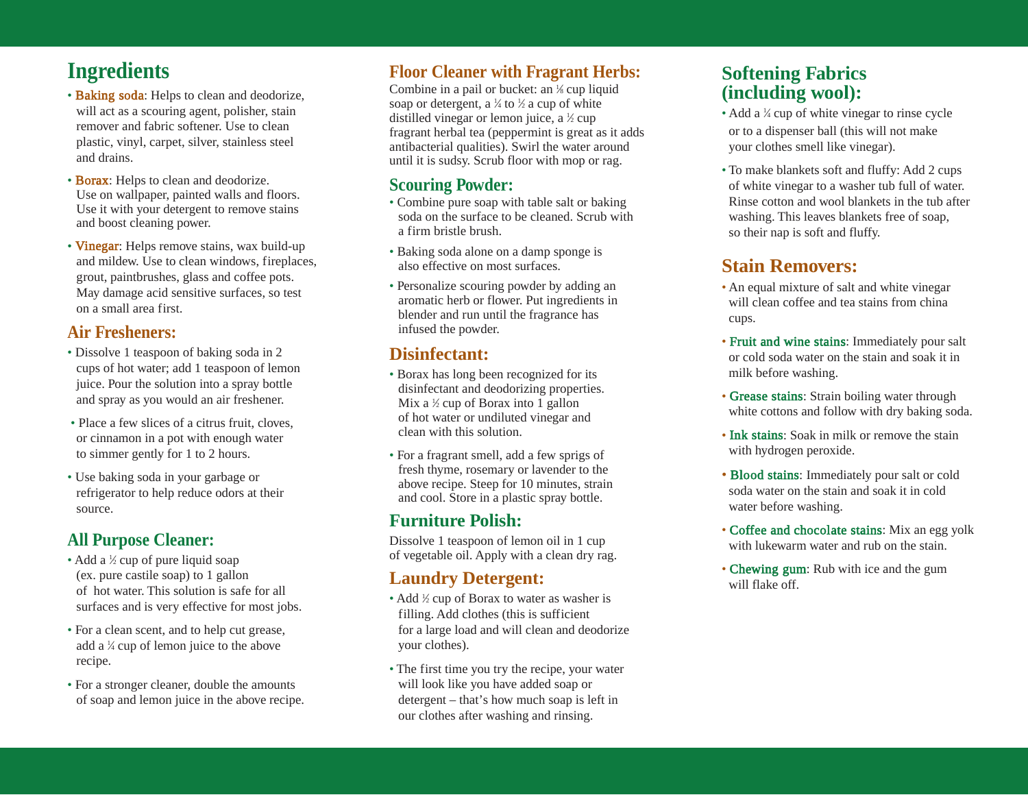## Ingredients

- **Baking soda**: Helps to clean and deodorize, will act as a scouring agent, polisher, stain remover and fabric softener. Use to clean plastic, vinyl, carpet, silver, stainless steel and drains.
- **Borax**: Helps to clean and deodorize. Use on wallpaper, painted walls and floors. Use it with your detergent to remove stains and boost cleaning power.
- **Vinegar**: Helps remove stains, wax build-up and mildew. Use to clean windows, fireplaces, grout, paintbrushes, glass and coffee pots. May damage acid sensitive surfaces, so test on a small area first.

### Air Fresheners:

- Dissolve 1 teaspoon of baking soda in 2 cups of hot water; add 1 teaspoon of lemon juice. Pour the solution into a spray bottle and spray as you would an air freshener.
- Place a few slices of a citrus fruit, cloves, or cinnamon in a pot with enough water to simmer gently for 1 to 2 hours.
- Use baking soda in your garbage or refrigerator to help reduce odors at their source.

### All Purpose Cleaner:

- Add a ½ cup of pure liquid soap (ex. pure castile soap) to 1 gallon of hot water. This solution is safe for all surfaces and is very effective for most jobs.
- For a clean scent, and to help cut grease, add a ¼ cup of lemon juice to the above recipe.
- For a stronger cleaner, double the amounts of soap and lemon juice in the above recipe.

### Floor Cleaner with Fragrant Herbs:

Combine in a pail or bucket: an ⅛ cup liquid soap or detergent, a ¼ to ½ a cup of white distilled vinegar or lemon juice, a ½ cup fragrant herbal tea (peppermint is great as it adds antibacterial qualities). Swirl the water around until it is sudsy. Scrub floor with mop or rag.

### Scouring Powder:

- Combine pure soap with table salt or baking soda on the surface to be cleaned. Scrub with a firm bristle brush.
- Baking soda alone on a damp sponge is also effective on most surfaces.
- Personalize scouring powder by adding an aromatic herb or flower. Put ingredients in blender and run until the fragrance has infused the powder.

### Disinfectant:

- Borax has long been recognized for its disinfectant and deodorizing properties. Mix a ½ cup of Borax into 1 gallon of hot water or undiluted vinegar and clean with this solution.
- For a fragrant smell, add a few sprigs of fresh thyme, rosemary or lavender to the above recipe. Steep for 10 minutes, strain and cool. Store in a plastic spray bottle.

### Furniture Polish:

Dissolve 1 teaspoon of lemon oil in 1 cup of vegetable oil. Apply with a clean dry rag.

### Laundry Detergent:

- Add ½ cup of Borax to water as washer is filling. Add clothes (this is sufficient for a large load and will clean and deodorize your clothes).
- The first time you try the recipe, your water will look like you have added soap or detergent – that's how much soap is left in our clothes after washing and rinsing.

### Softening Fabrics (including wool):

- Add a ¼ cup of white vinegar to rinse cycle or to a dispenser ball (this will not make your clothes smell like vinegar).
- To make blankets soft and fluffy: Add 2 cups of white vinegar to a washer tub full of water. Rinse cotton and wool blankets in the tub after washing. This leaves blankets free of soap, so their nap is soft and fluffy.

### Stain Removers:

- An equal mixture of salt and white vinegar will clean coffee and tea stains from china cups.
- **Fruit and wine stains**: Immediately pour salt or cold soda water on the stain and soak it in milk before washing.
- **Grease stains**: Strain boiling water through white cottons and follow with dry baking soda.
- **Ink stains**: Soak in milk or remove the stain with hydrogen peroxide.
- **Blood stains**: Immediately pour salt or cold soda water on the stain and soak it in cold water before washing.
- **Coffee and chocolate stains**: Mix an egg yolk with lukewarm water and rub on the stain.
- **Chewing gum**: Rub with ice and the gum will flake off.